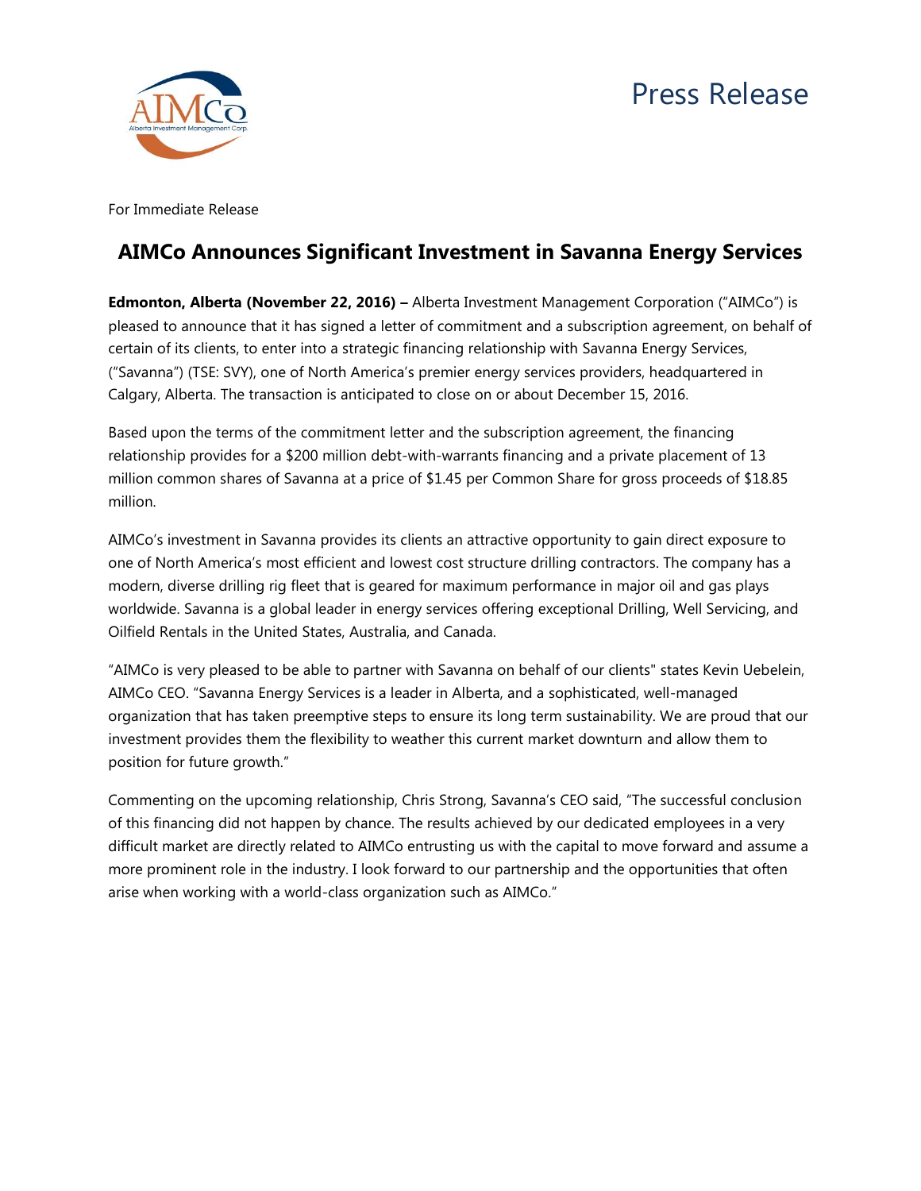Press Release

For Immediate Release

# AIMCo Announces Significant Investment in Savanna Energy Services

**Edmonton, Alberta (November 22, 2016) –** Alberta Investment Management Corporation ("AIMCo") is pleased to announce that it has signed a letter of commitment and a subscription agreement, on behalf of certain of its clients, to enter into a strategic financing relationship with Savanna Energy Services, ("Savanna") (TSE: SVY), one of North America's premier energy services providers, headquartered in Calgary, Alberta. The transaction is anticipated to close on or about December 15, 2016.

Based upon the terms of the commitment letter and the subscription agreement, the financing relationship provides for a $200 million debt-with-warrants financing and a private placement of 13 million common shares of Savanna at a price of $1.45 per Common Share for gross proceeds of $18.85 million.

AIMCo's investment in Savanna provides its clients an attractive opportunity to gain direct exposure to one of North America's most efficient and lowest cost structure drilling contractors. The company has a modern, diverse drilling rig fleet that is geared for maximum performance in major oil and gas plays worldwide. Savanna is a global leader in energy services offering exceptional Drilling, Well Servicing, and Oilfield Rentals in the United States, Australia, and Canada.

"AIMCo is very pleased to be able to partner with Savanna on behalf of our clients" states Kevin Uebelein, AIMCo CEO. "Savanna Energy Services is a leader in Alberta, and a sophisticated, well-managed organization that has taken preemptive steps to ensure its long term sustainability. We are proud that our investment provides them the flexibility to weather this current market downturn and allow them to position for future growth."

Commenting on the upcoming relationship, Chris Strong, Savanna's CEO said, "The successful conclusion of this financing did not happen by chance. The results achieved by our dedicated employees in a very difficult market are directly related to AIMCo entrusting us with the capital to move forward and assume a more prominent role in the industry. I look forward to our partnership and the opportunities that often arise when working with a world-class organization such as AIMCo."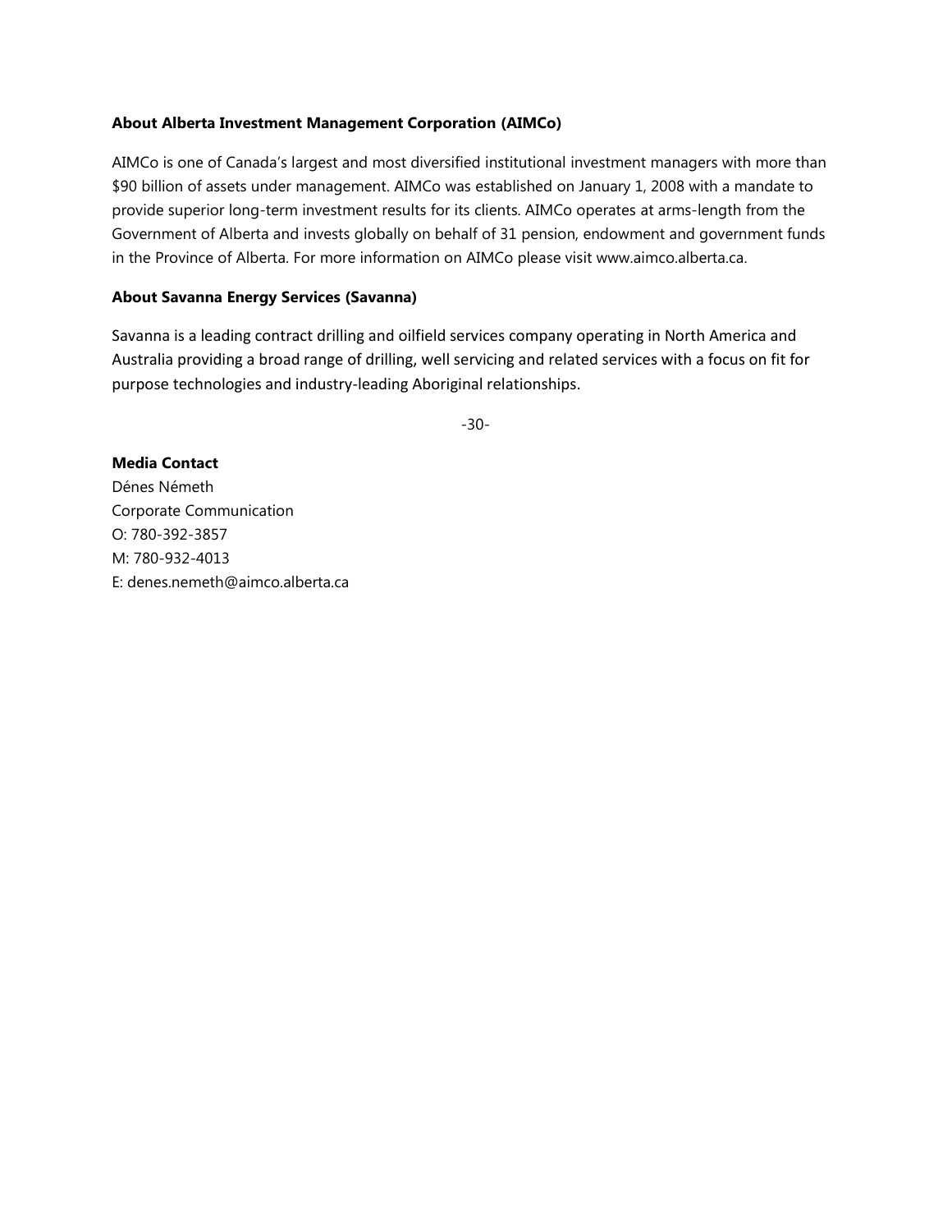**About Alberta Investment Management Corporation (AIMCo)**

AIMCo is one of Canada's largest and most diversified institutional investment managers with more than $90 billion of assets under management. AIMCo was established on January 1, 2008 with a mandate to provide superior long-term investment results for its clients. AIMCo operates at arms-length from the Government of Alberta and invests globally on behalf of 31 pension, endowment and government funds in the Province of Alberta. For more information on AIMCo please visit www.aimco.alberta.ca.

**About Savanna Energy Services (Savanna)**

Savanna is a leading contract drilling and oilfield services company operating in North America and Australia providing a broad range of drilling, well servicing and related services with a focus on fit for purpose technologies and industry-leading Aboriginal relationships.

-30-

**Media Contact**
Dénes Németh
Corporate Communication
O: 780-392-3857
M: 780-932-4013
E: denes.nemeth@aimco.alberta.ca